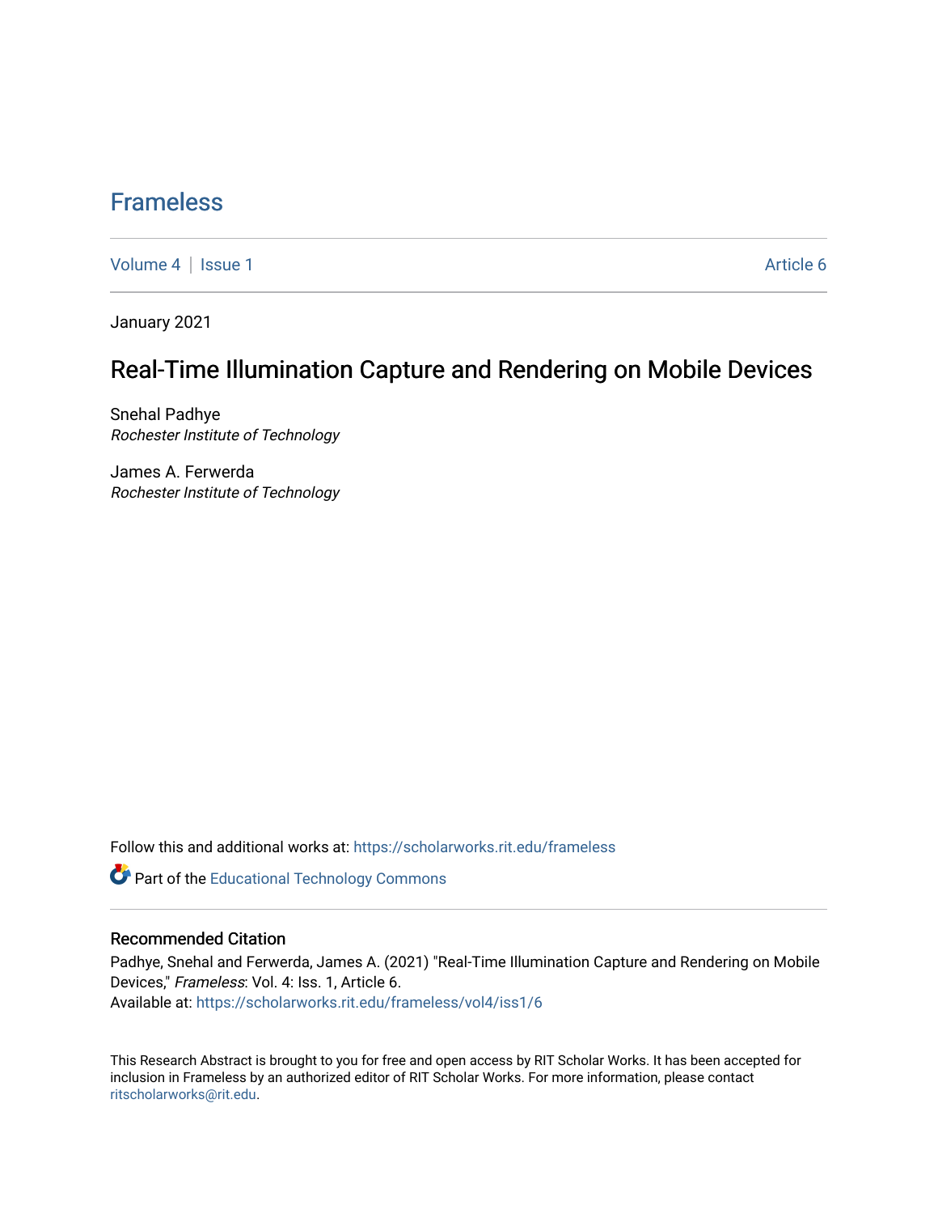# Frameless

Volume 4 | Issue 1 Article 6

January 2021

## Real-Time Illumination Capture and Rendering on Mobile Devices

Snehal Padhye
*Rochester Institute of Technology*

James A. Ferwerda
*Rochester Institute of Technology*

Follow this and additional works at: https://scholarworks.rit.edu/frameless

Part of the Educational Technology Commons

### Recommended Citation

Padhye, Snehal and Ferwerda, James A. (2021) "Real-Time Illumination Capture and Rendering on Mobile Devices," *Frameless*: Vol. 4: Iss. 1, Article 6.
Available at: https://scholarworks.rit.edu/frameless/vol4/iss1/6

This Research Abstract is brought to you for free and open access by RIT Scholar Works. It has been accepted for inclusion in Frameless by an authorized editor of RIT Scholar Works. For more information, please contact ritscholarworks@rit.edu.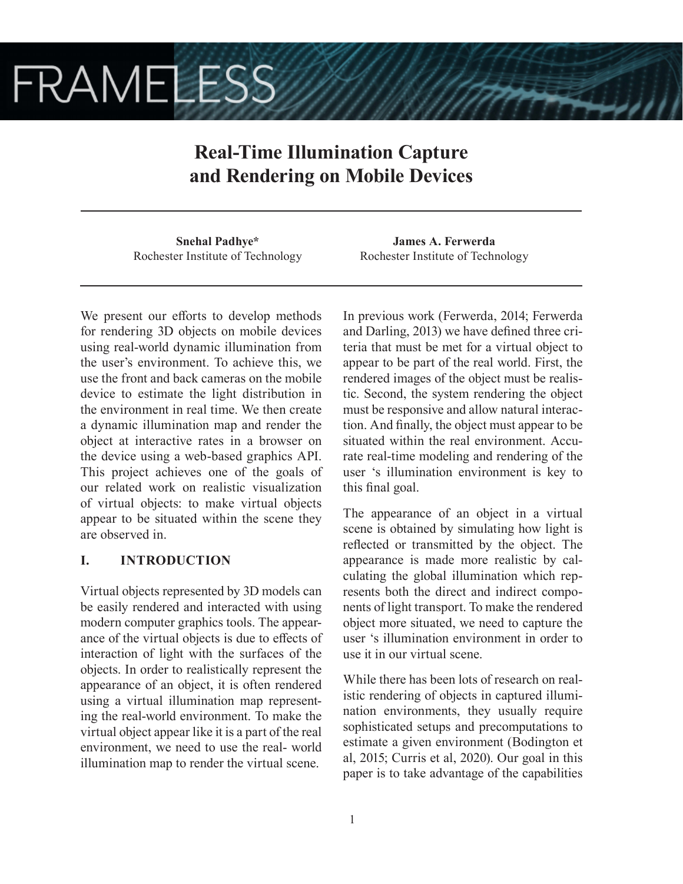# Real-Time Illumination Capture and Rendering on Mobile Devices

**Snehal Padhye***
Rochester Institute of Technology

**James A. Ferwerda**
Rochester Institute of Technology

We present our efforts to develop methods for rendering 3D objects on mobile devices using real-world dynamic illumination from the user's environment. To achieve this, we use the front and back cameras on the mobile device to estimate the light distribution in the environment in real time. We then create a dynamic illumination map and render the object at interactive rates in a browser on the device using a web-based graphics API. This project achieves one of the goals of our related work on realistic visualization of virtual objects: to make virtual objects appear to be situated within the scene they are observed in.

## I. INTRODUCTION

Virtual objects represented by 3D models can be easily rendered and interacted with using modern computer graphics tools. The appearance of the virtual objects is due to effects of interaction of light with the surfaces of the objects. In order to realistically represent the appearance of an object, it is often rendered using a virtual illumination map representing the real-world environment. To make the virtual object appear like it is a part of the real environment, we need to use the real- world illumination map to render the virtual scene.

In previous work (Ferwerda, 2014; Ferwerda and Darling, 2013) we have defined three criteria that must be met for a virtual object to appear to be part of the real world. First, the rendered images of the object must be realistic. Second, the system rendering the object must be responsive and allow natural interaction. And finally, the object must appear to be situated within the real environment. Accurate real-time modeling and rendering of the user 's illumination environment is key to this final goal.

The appearance of an object in a virtual scene is obtained by simulating how light is reflected or transmitted by the object. The appearance is made more realistic by calculating the global illumination which represents both the direct and indirect components of light transport. To make the rendered object more situated, we need to capture the user 's illumination environment in order to use it in our virtual scene.

While there has been lots of research on realistic rendering of objects in captured illumination environments, they usually require sophisticated setups and precomputations to estimate a given environment (Bodington et al, 2015; Curris et al, 2020). Our goal in this paper is to take advantage of the capabilities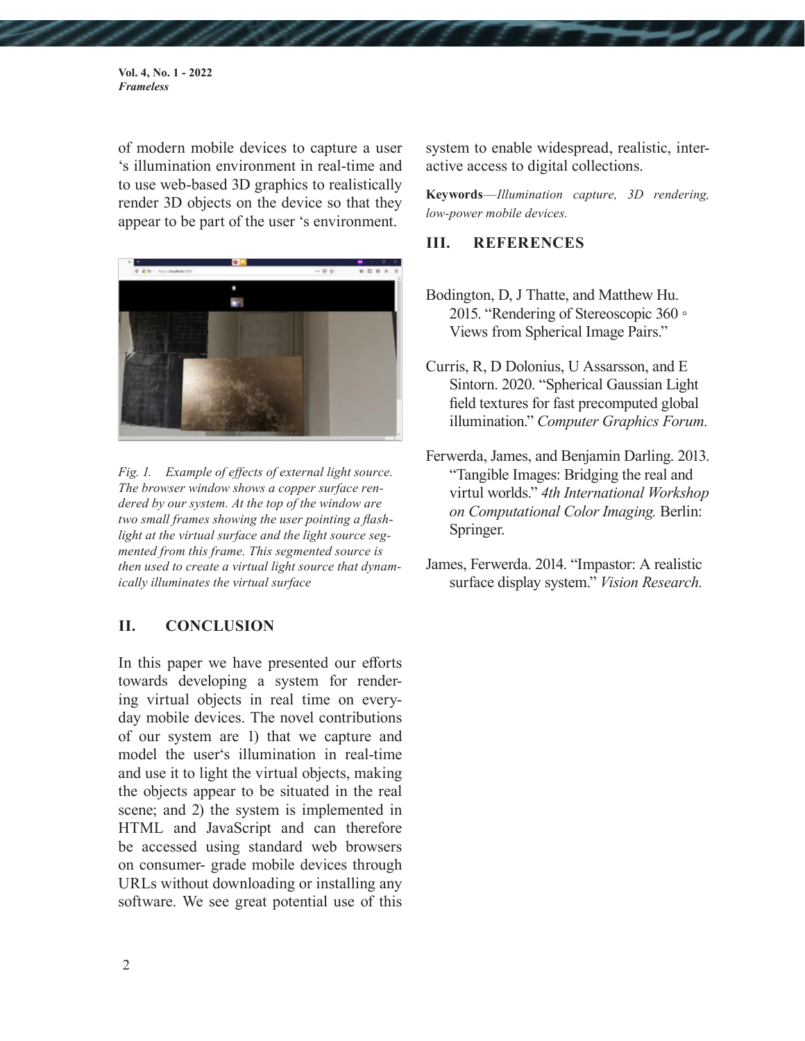of modern mobile devices to capture a user 's illumination environment in real-time and to use web-based 3D graphics to realistically render 3D objects on the device so that they appear to be part of the user 's environment.

*Fig. 1. Example of effects of external light source. The browser window shows a copper surface rendered by our system. At the top of the window are two small frames showing the user pointing a flashlight at the virtual surface and the light source segmented from this frame. This segmented source is then used to create a virtual light source that dynamically illuminates the virtual surface*

## II. CONCLUSION

In this paper we have presented our efforts towards developing a system for rendering virtual objects in real time on everyday mobile devices. The novel contributions of our system are 1) that we capture and model the user's illumination in real-time and use it to light the virtual objects, making the objects appear to be situated in the real scene; and 2) the system is implemented in HTML and JavaScript and can therefore be accessed using standard web browsers on consumer- grade mobile devices through URLs without downloading or installing any software. We see great potential use of this system to enable widespread, realistic, interactive access to digital collections.

**Keywords**—*Illumination capture, 3D rendering, low-power mobile devices.*

## III. REFERENCES

Bodington, D, J Thatte, and Matthew Hu. 2015. "Rendering of Stereoscopic 360 ◦ Views from Spherical Image Pairs."

Curris, R, D Dolonius, U Assarsson, and E Sintorn. 2020. "Spherical Gaussian Light field textures for fast precomputed global illumination." *Computer Graphics Forum.*

Ferwerda, James, and Benjamin Darling. 2013. "Tangible Images: Bridging the real and virtul worlds." *4th International Workshop on Computational Color Imaging.* Berlin: Springer.

James, Ferwerda. 2014. "Impastor: A realistic surface display system." *Vision Research.*